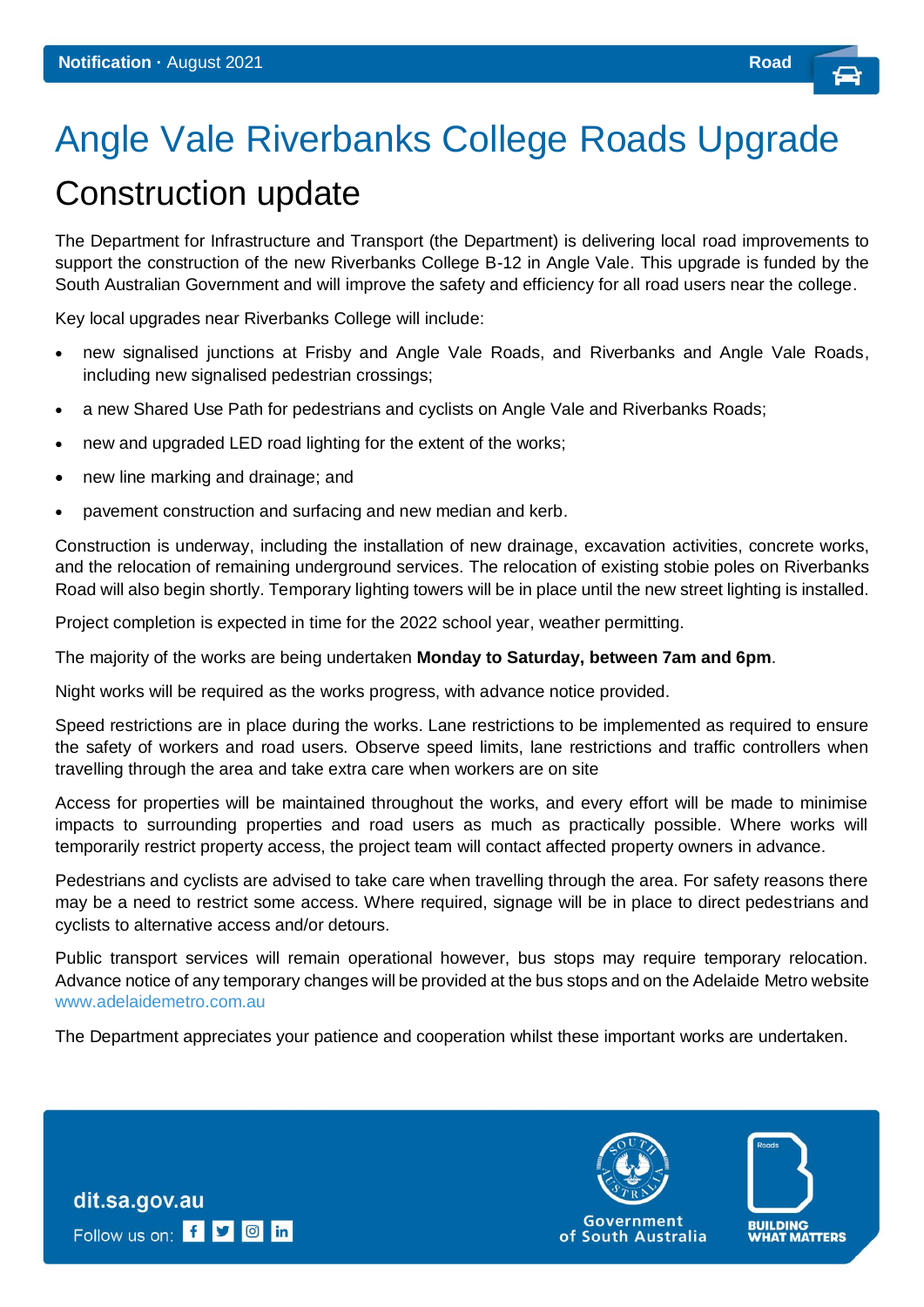**Notification** · August 2021 **Road**

# Angle Vale Riverbanks College Roads Upgrade

## Construction update

The Department for Infrastructure and Transport (the Department) is delivering local road improvements to support the construction of the new Riverbanks College B-12 in Angle Vale. This upgrade is funded by the South Australian Government and will improve the safety and efficiency for all road users near the college.

Key local upgrades near Riverbanks College will include:

- new signalised junctions at Frisby and Angle Vale Roads, and Riverbanks and Angle Vale Roads, including new signalised pedestrian crossings;
- a new Shared Use Path for pedestrians and cyclists on Angle Vale and Riverbanks Roads;
- new and upgraded LED road lighting for the extent of the works;
- new line marking and drainage; and
- pavement construction and surfacing and new median and kerb.

Construction is underway, including the installation of new drainage, excavation activities, concrete works, and the relocation of remaining underground services. The relocation of existing stobie poles on Riverbanks Road will also begin shortly. Temporary lighting towers will be in place until the new street lighting is installed.

Project completion is expected in time for the 2022 school year, weather permitting.

The majority of the works are being undertaken **Monday to Saturday, between 7am and 6pm**.

Night works will be required as the works progress, with advance notice provided.

Speed restrictions are in place during the works. Lane restrictions to be implemented as required to ensure the safety of workers and road users. Observe speed limits, lane restrictions and traffic controllers when travelling through the area and take extra care when workers are on site

Access for properties will be maintained throughout the works, and every effort will be made to minimise impacts to surrounding properties and road users as much as practically possible. Where works will temporarily restrict property access, the project team will contact affected property owners in advance.

Pedestrians and cyclists are advised to take care when travelling through the area. For safety reasons there may be a need to restrict some access. Where required, signage will be in place to direct pedestrians and cyclists to alternative access and/or detours.

Public transport services will remain operational however, bus stops may require temporary relocation. Advance notice of any temporary changes will be provided at the bus stops and on the Adelaide Metro website www.adelaidemetro.com.au

The Department appreciates your patience and cooperation whilst these important works are undertaken.

**dit.sa.gov.au**

Follow us on:

Government of South Australia

BUILDING WHAT MATTERS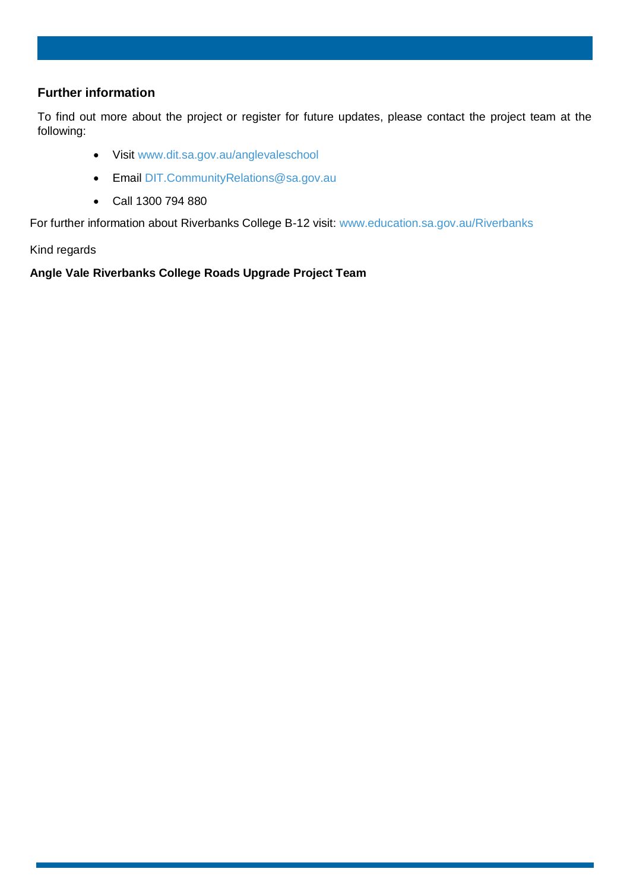## Further information

To find out more about the project or register for future updates, please contact the project team at the following:

- Visit www.dit.sa.gov.au/anglevaleschool
- Email DIT.CommunityRelations@sa.gov.au
- Call 1300 794 880

For further information about Riverbanks College B-12 visit: www.education.sa.gov.au/Riverbanks

Kind regards

**Angle Vale Riverbanks College Roads Upgrade Project Team**